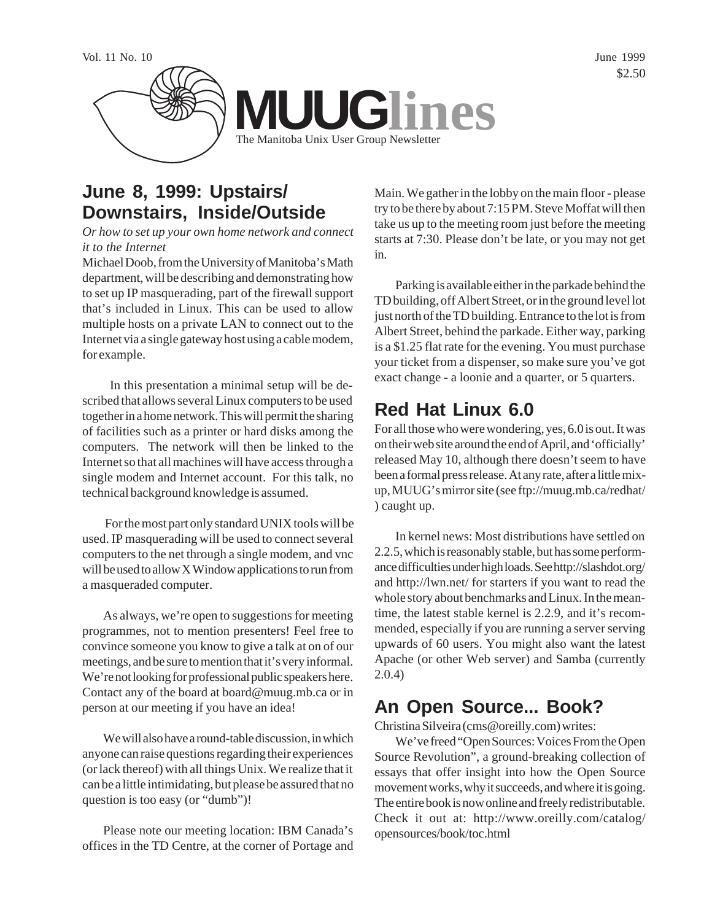Vol. 11 No. 10

June 1999
$2.50

# MUUGlines

The Manitoba Unix User Group Newsletter

## June 8, 1999: Upstairs/ Downstairs, Inside/Outside

*Or how to set up your own home network and connect it to the Internet*

Michael Doob, from the University of Manitoba's Math department, will be describing and demonstrating how to set up IP masquerading, part of the firewall support that's included in Linux. This can be used to allow multiple hosts on a private LAN to connect out to the Internet via a single gateway host using a cable modem, for example.

In this presentation a minimal setup will be described that allows several Linux computers to be used together in a home network. This will permit the sharing of facilities such as a printer or hard disks among the computers. The network will then be linked to the Internet so that all machines will have access through a single modem and Internet account. For this talk, no technical background knowledge is assumed.

For the most part only standard UNIX tools will be used. IP masquerading will be used to connect several computers to the net through a single modem, and vnc will be used to allow X Window applications to run from a masqueraded computer.

As always, we're open to suggestions for meeting programmes, not to mention presenters! Feel free to convince someone you know to give a talk at on of our meetings, and be sure to mention that it's very informal. We're not looking for professional public speakers here. Contact any of the board at board@muug.mb.ca or in person at our meeting if you have an idea!

We will also have a round-table discussion, in which anyone can raise questions regarding their experiences (or lack thereof) with all things Unix. We realize that it can be a little intimidating, but please be assured that no question is too easy (or "dumb")!

Please note our meeting location: IBM Canada's offices in the TD Centre, at the corner of Portage and Main. We gather in the lobby on the main floor - please try to be there by about 7:15 PM. Steve Moffat will then take us up to the meeting room just before the meeting starts at 7:30. Please don't be late, or you may not get in.

Parking is available either in the parkade behind the TD building, off Albert Street, or in the ground level lot just north of the TD building. Entrance to the lot is from Albert Street, behind the parkade. Either way, parking is a $1.25 flat rate for the evening. You must purchase your ticket from a dispenser, so make sure you've got exact change - a loonie and a quarter, or 5 quarters.

## Red Hat Linux 6.0

For all those who were wondering, yes, 6.0 is out. It was on their web site around the end of April, and 'officially' released May 10, although there doesn't seem to have been a formal press release. At any rate, after a little mix-up, MUUG's mirror site (see ftp://muug.mb.ca/redhat/ ) caught up.

In kernel news: Most distributions have settled on 2.2.5, which is reasonably stable, but has some performance difficulties under high loads. See http://slashdot.org/ and http://lwn.net/ for starters if you want to read the whole story about benchmarks and Linux. In the meantime, the latest stable kernel is 2.2.9, and it's recommended, especially if you are running a server serving upwards of 60 users. You might also want the latest Apache (or other Web server) and Samba (currently 2.0.4)

## An Open Source... Book?

Christina Silveira (cms@oreilly.com) writes:

We've freed "Open Sources: Voices From the Open Source Revolution", a ground-breaking collection of essays that offer insight into how the Open Source movement works, why it succeeds, and where it is going. The entire book is now online and freely redistributable. Check it out at: http://www.oreilly.com/catalog/opensources/book/toc.html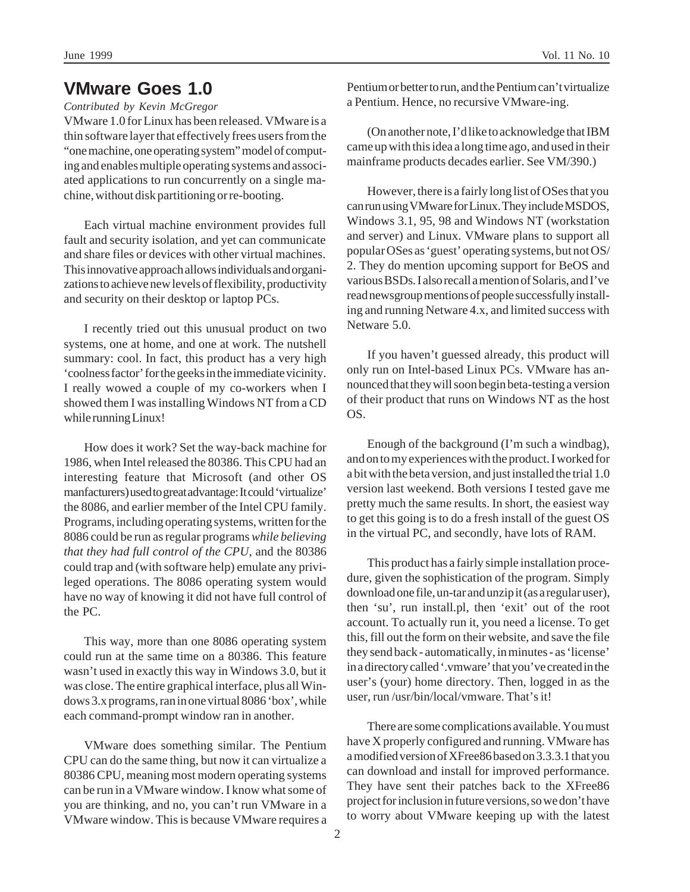## VMware Goes 1.0

*Contributed by Kevin McGregor*

VMware 1.0 for Linux has been released. VMware is a thin software layer that effectively frees users from the "one machine, one operating system" model of computing and enables multiple operating systems and associated applications to run concurrently on a single machine, without disk partitioning or re-booting.

Each virtual machine environment provides full fault and security isolation, and yet can communicate and share files or devices with other virtual machines. This innovative approach allows individuals and organizations to achieve new levels of flexibility, productivity and security on their desktop or laptop PCs.

I recently tried out this unusual product on two systems, one at home, and one at work. The nutshell summary: cool. In fact, this product has a very high 'coolness factor' for the geeks in the immediate vicinity. I really wowed a couple of my co-workers when I showed them I was installing Windows NT from a CD while running Linux!

How does it work? Set the way-back machine for 1986, when Intel released the 80386. This CPU had an interesting feature that Microsoft (and other OS manfacturers) used to great advantage: It could 'virtualize' the 8086, and earlier member of the Intel CPU family. Programs, including operating systems, written for the 8086 could be run as regular programs *while believing that they had full control of the CPU*, and the 80386 could trap and (with software help) emulate any privileged operations. The 8086 operating system would have no way of knowing it did not have full control of the PC.

This way, more than one 8086 operating system could run at the same time on a 80386. This feature wasn't used in exactly this way in Windows 3.0, but it was close. The entire graphical interface, plus all Windows 3.x programs, ran in one virtual 8086 'box', while each command-prompt window ran in another.

VMware does something similar. The Pentium CPU can do the same thing, but now it can virtualize a 80386 CPU, meaning most modern operating systems can be run in a VMware window. I know what some of you are thinking, and no, you can't run VMware in a VMware window. This is because VMware requires a Pentium or better to run, and the Pentium can't virtualize a Pentium. Hence, no recursive VMware-ing.

(On another note, I'd like to acknowledge that IBM came up with this idea a long time ago, and used in their mainframe products decades earlier. See VM/390.)

However, there is a fairly long list of OSes that you can run using VMware for Linux. They include MSDOS, Windows 3.1, 95, 98 and Windows NT (workstation and server) and Linux. VMware plans to support all popular OSes as 'guest' operating systems, but not OS/2. They do mention upcoming support for BeOS and various BSDs. I also recall a mention of Solaris, and I've read newsgroup mentions of people successfully installing and running Netware 4.x, and limited success with Netware 5.0.

If you haven't guessed already, this product will only run on Intel-based Linux PCs. VMware has announced that they will soon begin beta-testing a version of their product that runs on Windows NT as the host OS.

Enough of the background (I'm such a windbag), and on to my experiences with the product. I worked for a bit with the beta version, and just installed the trial 1.0 version last weekend. Both versions I tested gave me pretty much the same results. In short, the easiest way to get this going is to do a fresh install of the guest OS in the virtual PC, and secondly, have lots of RAM.

This product has a fairly simple installation procedure, given the sophistication of the program. Simply download one file, un-tar and unzip it (as a regular user), then 'su', run install.pl, then 'exit' out of the root account. To actually run it, you need a license. To get this, fill out the form on their website, and save the file they send back - automatically, in minutes - as 'license' in a directory called '.vmware' that you've created in the user's (your) home directory. Then, logged in as the user, run /usr/bin/local/vmware. That's it!

There are some complications available. You must have X properly configured and running. VMware has a modified version of XFree86 based on 3.3.3.1 that you can download and install for improved performance. They have sent their patches back to the XFree86 project for inclusion in future versions, so we don't have to worry about VMware keeping up with the latest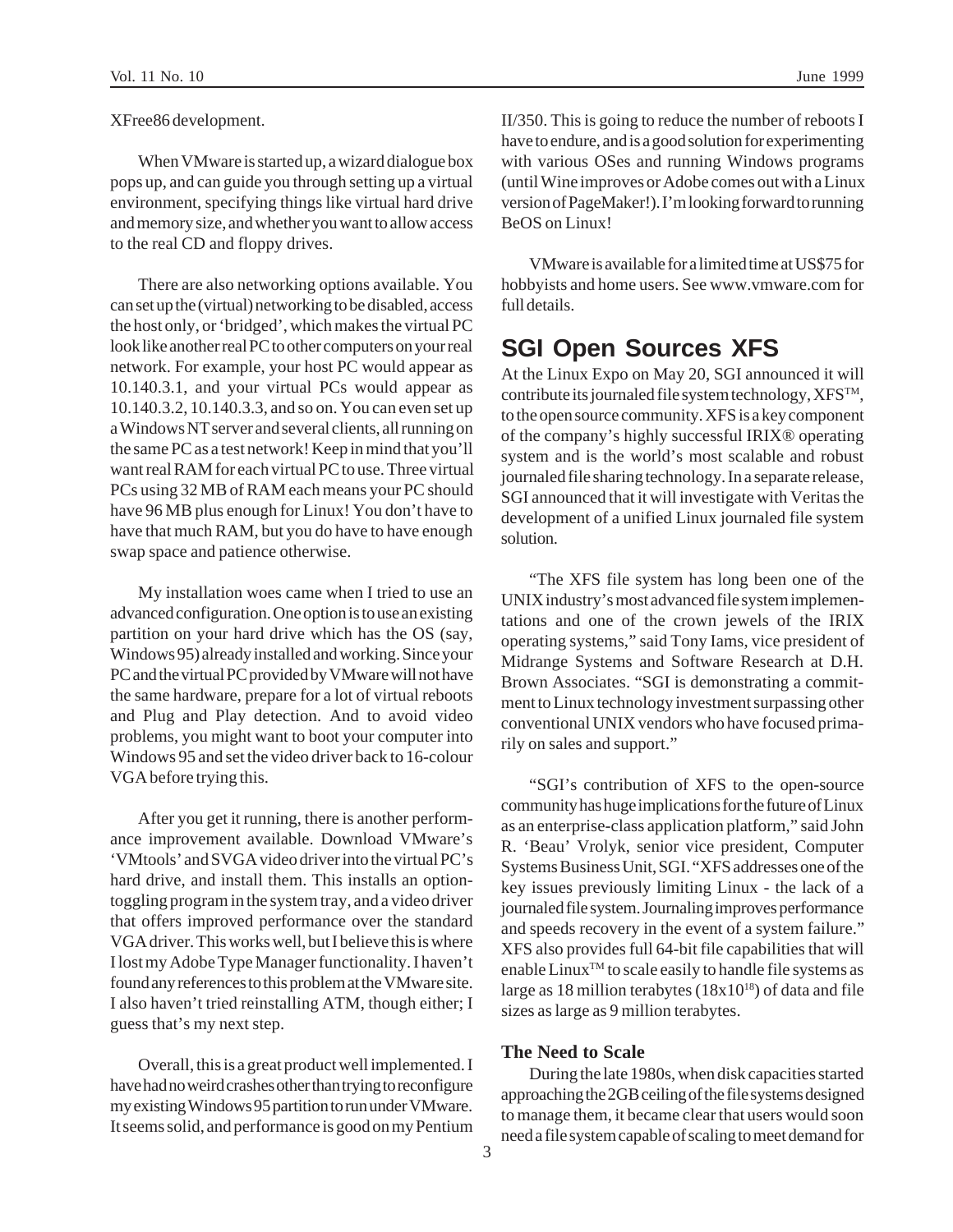XFree86 development.

When VMware is started up, a wizard dialogue box pops up, and can guide you through setting up a virtual environment, specifying things like virtual hard drive and memory size, and whether you want to allow access to the real CD and floppy drives.

There are also networking options available. You can set up the (virtual) networking to be disabled, access the host only, or 'bridged', which makes the virtual PC look like another real PC to other computers on your real network. For example, your host PC would appear as 10.140.3.1, and your virtual PCs would appear as 10.140.3.2, 10.140.3.3, and so on. You can even set up a Windows NT server and several clients, all running on the same PC as a test network! Keep in mind that you'll want real RAM for each virtual PC to use. Three virtual PCs using 32 MB of RAM each means your PC should have 96 MB plus enough for Linux! You don't have to have that much RAM, but you do have to have enough swap space and patience otherwise.

My installation woes came when I tried to use an advanced configuration. One option is to use an existing partition on your hard drive which has the OS (say, Windows 95) already installed and working. Since your PC and the virtual PC provided by VMware will not have the same hardware, prepare for a lot of virtual reboots and Plug and Play detection. And to avoid video problems, you might want to boot your computer into Windows 95 and set the video driver back to 16-colour VGA before trying this.

After you get it running, there is another performance improvement available. Download VMware's 'VMtools' and SVGA video driver into the virtual PC's hard drive, and install them. This installs an option-toggling program in the system tray, and a video driver that offers improved performance over the standard VGA driver. This works well, but I believe this is where I lost my Adobe Type Manager functionality. I haven't found any references to this problem at the VMware site. I also haven't tried reinstalling ATM, though either; I guess that's my next step.

Overall, this is a great product well implemented. I have had no weird crashes other than trying to reconfigure my existing Windows 95 partition to run under VMware. It seems solid, and performance is good on my Pentium II/350. This is going to reduce the number of reboots I have to endure, and is a good solution for experimenting with various OSes and running Windows programs (until Wine improves or Adobe comes out with a Linux version of PageMaker!). I'm looking forward to running BeOS on Linux!

VMware is available for a limited time at US$75 for hobbyists and home users. See www.vmware.com for full details.

## SGI Open Sources XFS

At the Linux Expo on May 20, SGI announced it will contribute its journaled file system technology, XFS™, to the open source community. XFS is a key component of the company's highly successful IRIX® operating system and is the world's most scalable and robust journaled file sharing technology. In a separate release, SGI announced that it will investigate with Veritas the development of a unified Linux journaled file system solution.

"The XFS file system has long been one of the UNIX industry's most advanced file system implementations and one of the crown jewels of the IRIX operating systems," said Tony Iams, vice president of Midrange Systems and Software Research at D.H. Brown Associates. "SGI is demonstrating a commitment to Linux technology investment surpassing other conventional UNIX vendors who have focused primarily on sales and support."

"SGI's contribution of XFS to the open-source community has huge implications for the future of Linux as an enterprise-class application platform," said John R. 'Beau' Vrolyk, senior vice president, Computer Systems Business Unit, SGI. "XFS addresses one of the key issues previously limiting Linux - the lack of a journaled file system. Journaling improves performance and speeds recovery in the event of a system failure." XFS also provides full 64-bit file capabilities that will enable Linux™ to scale easily to handle file systems as large as 18 million terabytes ($18x10^{18}$) of data and file sizes as large as 9 million terabytes.

### The Need to Scale

During the late 1980s, when disk capacities started approaching the 2GB ceiling of the file systems designed to manage them, it became clear that users would soon need a file system capable of scaling to meet demand for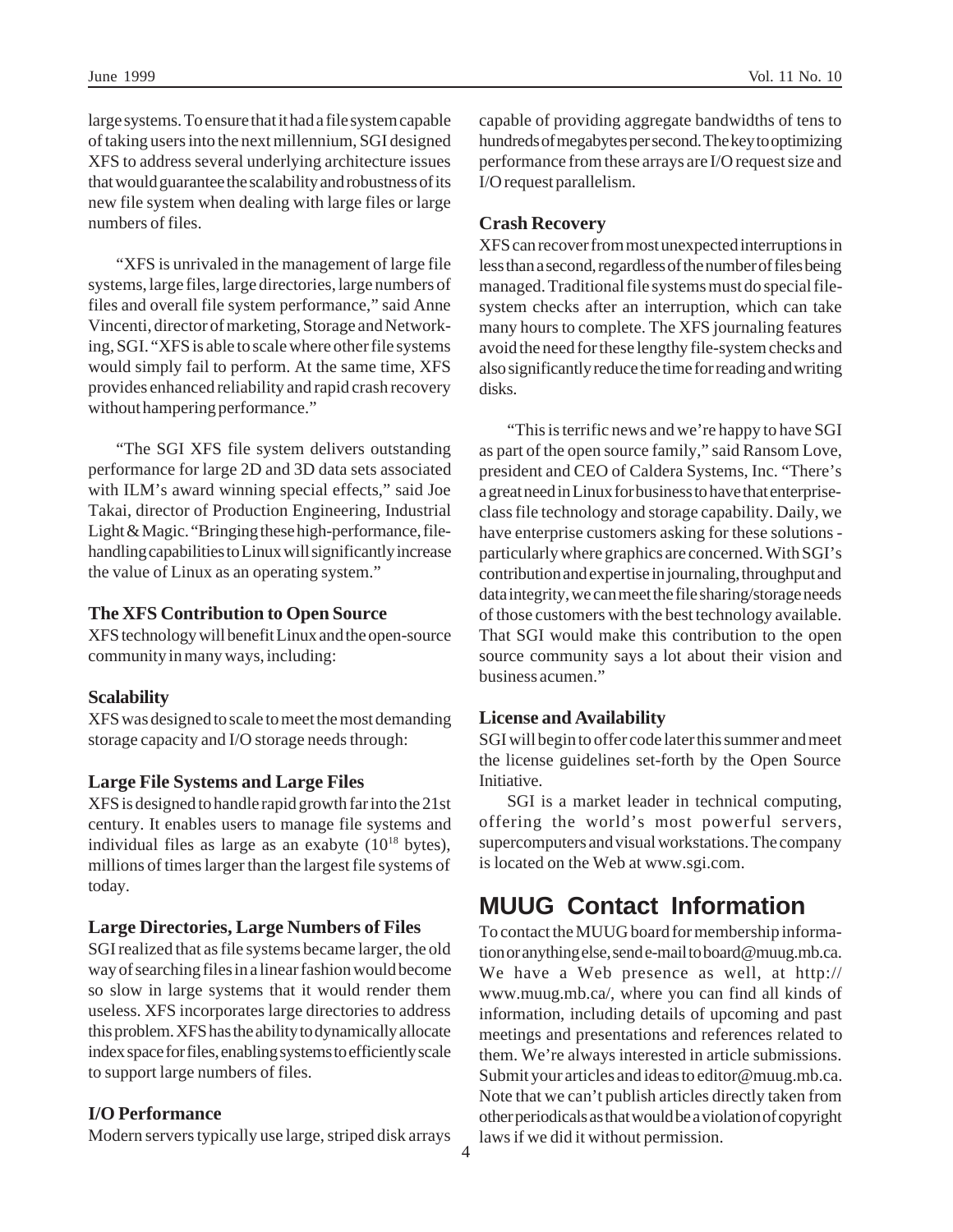large systems. To ensure that it had a file system capable of taking users into the next millennium, SGI designed XFS to address several underlying architecture issues that would guarantee the scalability and robustness of its new file system when dealing with large files or large numbers of files.

"XFS is unrivaled in the management of large file systems, large files, large directories, large numbers of files and overall file system performance," said Anne Vincenti, director of marketing, Storage and Networking, SGI. "XFS is able to scale where other file systems would simply fail to perform. At the same time, XFS provides enhanced reliability and rapid crash recovery without hampering performance."

"The SGI XFS file system delivers outstanding performance for large 2D and 3D data sets associated with ILM's award winning special effects," said Joe Takai, director of Production Engineering, Industrial Light & Magic. "Bringing these high-performance, file-handling capabilities to Linux will significantly increase the value of Linux as an operating system."

**The XFS Contribution to Open Source**

XFS technology will benefit Linux and the open-source community in many ways, including:

**Scalability**

XFS was designed to scale to meet the most demanding storage capacity and I/O storage needs through:

**Large File Systems and Large Files**

XFS is designed to handle rapid growth far into the 21st century. It enables users to manage file systems and individual files as large as an exabyte ($10^{18}$ bytes), millions of times larger than the largest file systems of today.

**Large Directories, Large Numbers of Files**

SGI realized that as file systems became larger, the old way of searching files in a linear fashion would become so slow in large systems that it would render them useless. XFS incorporates large directories to address this problem. XFS has the ability to dynamically allocate index space for files, enabling systems to efficiently scale to support large numbers of files.

**I/O Performance**

Modern servers typically use large, striped disk arrays capable of providing aggregate bandwidths of tens to hundreds of megabytes per second. The key to optimizing performance from these arrays are I/O request size and I/O request parallelism.

**Crash Recovery**

XFS can recover from most unexpected interruptions in less than a second, regardless of the number of files being managed. Traditional file systems must do special file-system checks after an interruption, which can take many hours to complete. The XFS journaling features avoid the need for these lengthy file-system checks and also significantly reduce the time for reading and writing disks.

"This is terrific news and we're happy to have SGI as part of the open source family," said Ransom Love, president and CEO of Caldera Systems, Inc. "There's a great need in Linux for business to have that enterprise-class file technology and storage capability. Daily, we have enterprise customers asking for these solutions - particularly where graphics are concerned. With SGI's contribution and expertise in journaling, throughput and data integrity, we can meet the file sharing/storage needs of those customers with the best technology available. That SGI would make this contribution to the open source community says a lot about their vision and business acumen."

**License and Availability**

SGI will begin to offer code later this summer and meet the license guidelines set-forth by the Open Source Initiative.

SGI is a market leader in technical computing, offering the world's most powerful servers, supercomputers and visual workstations. The company is located on the Web at www.sgi.com.

# MUUG Contact Information

To contact the MUUG board for membership information or anything else, send e-mail to board@muug.mb.ca. We have a Web presence as well, at http://www.muug.mb.ca/, where you can find all kinds of information, including details of upcoming and past meetings and presentations and references related to them. We're always interested in article submissions. Submit your articles and ideas to editor@muug.mb.ca. Note that we can't publish articles directly taken from other periodicals as that would be a violation of copyright laws if we did it without permission.